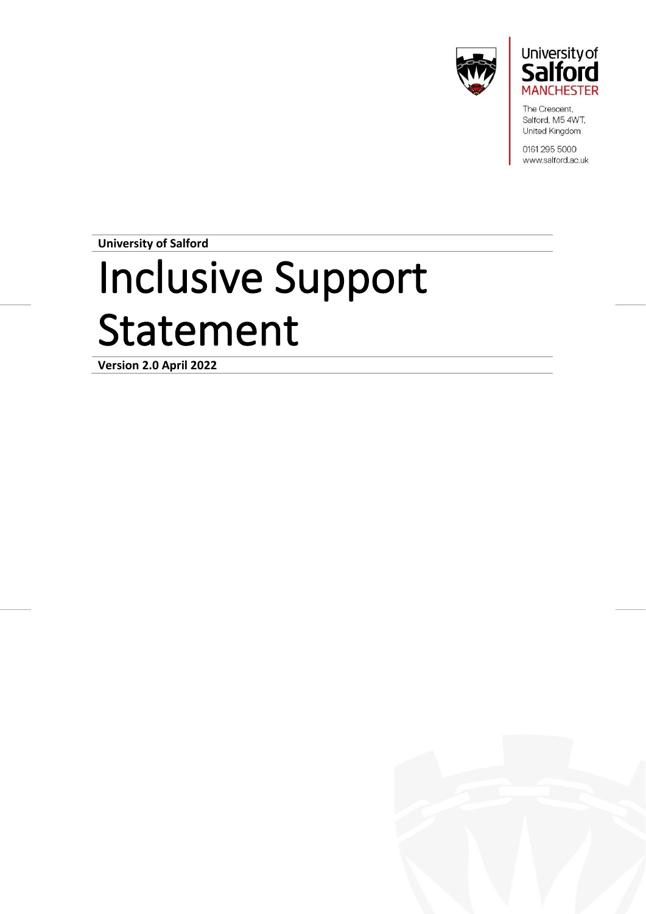University of Salford
MANCHESTER

The Crescent,
Salford, M5 4WT,
United Kingdom

0161 295 5000
www.salford.ac.uk

**University of Salford**

# Inclusive Support Statement

**Version 2.0 April 2022**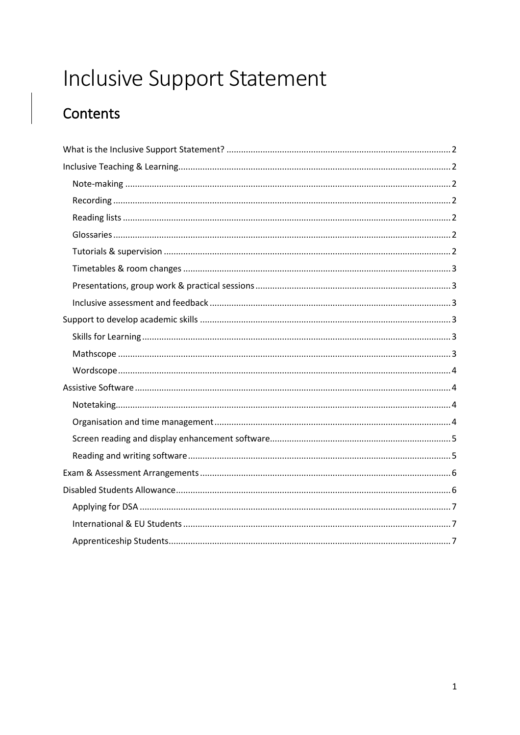# Inclusive Support Statement

## Contents

- What is the Inclusive Support Statement? ... 2
- Inclusive Teaching & Learning ... 2
  - Note-making ... 2
  - Recording ... 2
  - Reading lists ... 2
  - Glossaries ... 2
  - Tutorials & supervision ... 2
  - Timetables & room changes ... 3
  - Presentations, group work & practical sessions ... 3
  - Inclusive assessment and feedback ... 3
- Support to develop academic skills ... 3
  - Skills for Learning ... 3
  - Mathscope ... 3
  - Wordscope ... 4
- Assistive Software ... 4
  - Notetaking ... 4
  - Organisation and time management ... 4
  - Screen reading and display enhancement software ... 5
  - Reading and writing software ... 5
- Exam & Assessment Arrangements ... 6
- Disabled Students Allowance ... 6
  - Applying for DSA ... 7
  - International & EU Students ... 7
  - Apprenticeship Students ... 7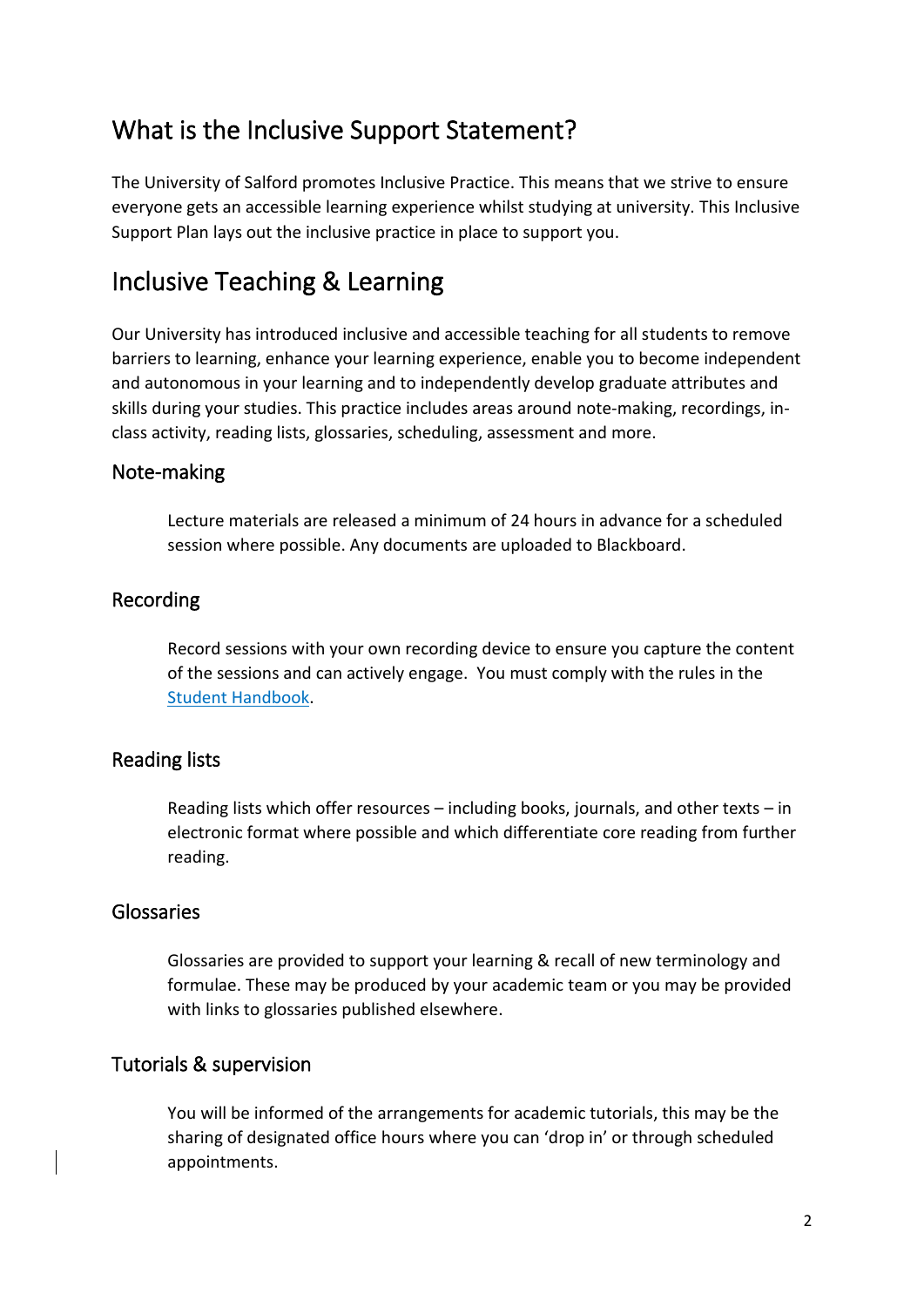## What is the Inclusive Support Statement?

The University of Salford promotes Inclusive Practice. This means that we strive to ensure everyone gets an accessible learning experience whilst studying at university. This Inclusive Support Plan lays out the inclusive practice in place to support you.

## Inclusive Teaching & Learning

Our University has introduced inclusive and accessible teaching for all students to remove barriers to learning, enhance your learning experience, enable you to become independent and autonomous in your learning and to independently develop graduate attributes and skills during your studies. This practice includes areas around note-making, recordings, in-class activity, reading lists, glossaries, scheduling, assessment and more.

### Note-making

Lecture materials are released a minimum of 24 hours in advance for a scheduled session where possible. Any documents are uploaded to Blackboard.

### Recording

Record sessions with your own recording device to ensure you capture the content of the sessions and can actively engage. You must comply with the rules in the [Student Handbook](#).

### Reading lists

Reading lists which offer resources – including books, journals, and other texts – in electronic format where possible and which differentiate core reading from further reading.

### Glossaries

Glossaries are provided to support your learning & recall of new terminology and formulae. These may be produced by your academic team or you may be provided with links to glossaries published elsewhere.

### Tutorials & supervision

You will be informed of the arrangements for academic tutorials, this may be the sharing of designated office hours where you can 'drop in' or through scheduled appointments.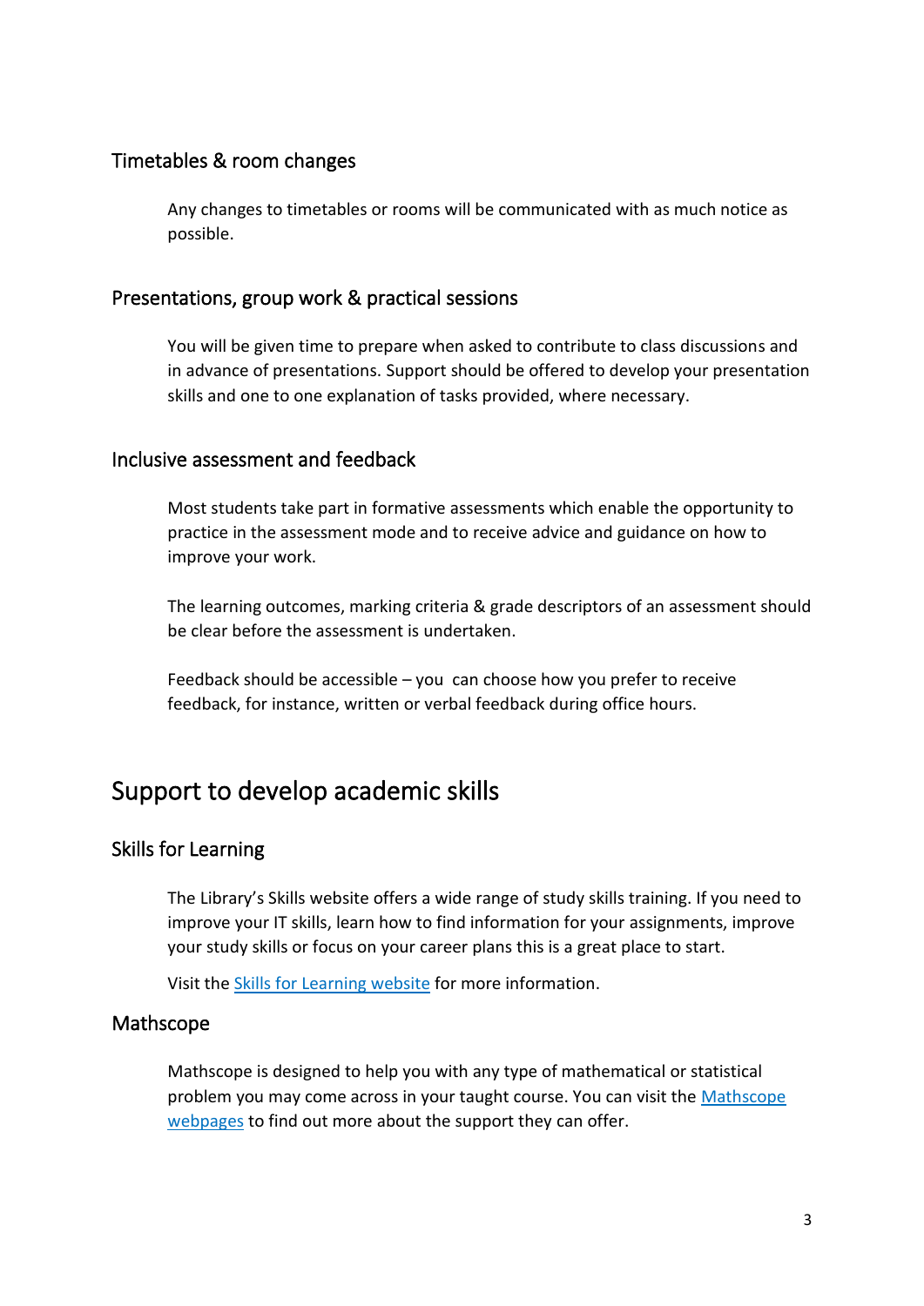### Timetables & room changes

Any changes to timetables or rooms will be communicated with as much notice as possible.

### Presentations, group work & practical sessions

You will be given time to prepare when asked to contribute to class discussions and in advance of presentations. Support should be offered to develop your presentation skills and one to one explanation of tasks provided, where necessary.

### Inclusive assessment and feedback

Most students take part in formative assessments which enable the opportunity to practice in the assessment mode and to receive advice and guidance on how to improve your work.

The learning outcomes, marking criteria & grade descriptors of an assessment should be clear before the assessment is undertaken.

Feedback should be accessible – you can choose how you prefer to receive feedback, for instance, written or verbal feedback during office hours.

## Support to develop academic skills

### Skills for Learning

The Library's Skills website offers a wide range of study skills training. If you need to improve your IT skills, learn how to find information for your assignments, improve your study skills or focus on your career plans this is a great place to start.

Visit the Skills for Learning website for more information.

### Mathscope

Mathscope is designed to help you with any type of mathematical or statistical problem you may come across in your taught course. You can visit the Mathscope webpages to find out more about the support they can offer.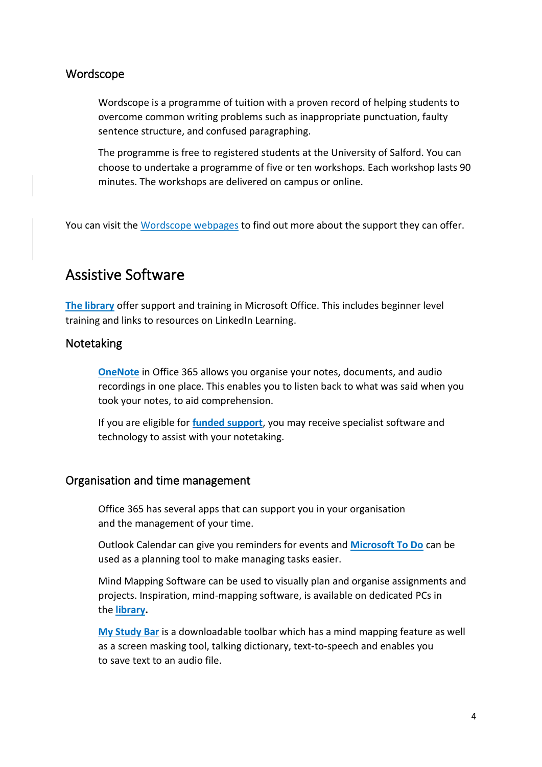### Wordscope

Wordscope is a programme of tuition with a proven record of helping students to overcome common writing problems such as inappropriate punctuation, faulty sentence structure, and confused paragraphing.

The programme is free to registered students at the University of Salford. You can choose to undertake a programme of five or ten workshops. Each workshop lasts 90 minutes. The workshops are delivered on campus or online.

You can visit the Wordscope webpages to find out more about the support they can offer.

## Assistive Software

**The library** offer support and training in Microsoft Office. This includes beginner level training and links to resources on LinkedIn Learning.

### Notetaking

**OneNote** in Office 365 allows you organise your notes, documents, and audio recordings in one place. This enables you to listen back to what was said when you took your notes, to aid comprehension.

If you are eligible for **funded support**, you may receive specialist software and technology to assist with your notetaking.

### Organisation and time management

Office 365 has several apps that can support you in your organisation and the management of your time.

Outlook Calendar can give you reminders for events and **Microsoft To Do** can be used as a planning tool to make managing tasks easier.

Mind Mapping Software can be used to visually plan and organise assignments and projects. Inspiration, mind-mapping software, is available on dedicated PCs in the **library**.

**My Study Bar** is a downloadable toolbar which has a mind mapping feature as well as a screen masking tool, talking dictionary, text-to-speech and enables you to save text to an audio file.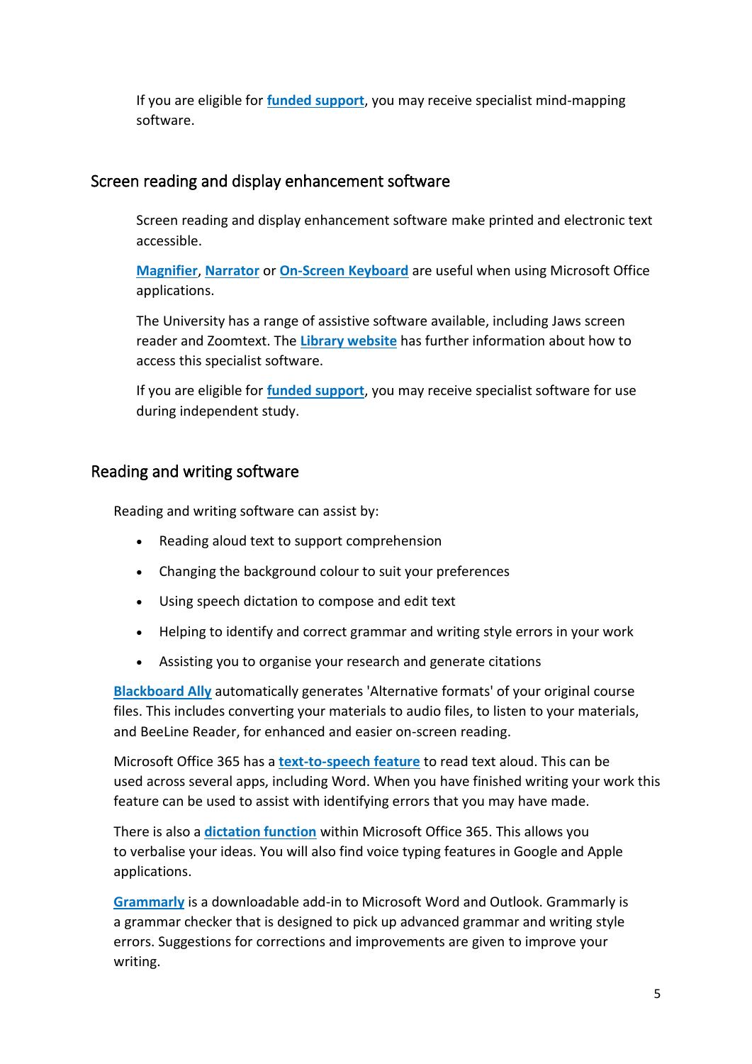If you are eligible for **funded support**, you may receive specialist mind-mapping software.

## Screen reading and display enhancement software

Screen reading and display enhancement software make printed and electronic text accessible.

**Magnifier**, **Narrator** or **On-Screen Keyboard** are useful when using Microsoft Office applications.

The University has a range of assistive software available, including Jaws screen reader and Zoomtext. The **Library website** has further information about how to access this specialist software.

If you are eligible for **funded support**, you may receive specialist software for use during independent study.

## Reading and writing software

Reading and writing software can assist by:

- Reading aloud text to support comprehension
- Changing the background colour to suit your preferences
- Using speech dictation to compose and edit text
- Helping to identify and correct grammar and writing style errors in your work
- Assisting you to organise your research and generate citations

**Blackboard Ally** automatically generates 'Alternative formats' of your original course files. This includes converting your materials to audio files, to listen to your materials, and BeeLine Reader, for enhanced and easier on-screen reading.

Microsoft Office 365 has a **text-to-speech feature** to read text aloud. This can be used across several apps, including Word. When you have finished writing your work this feature can be used to assist with identifying errors that you may have made.

There is also a **dictation function** within Microsoft Office 365. This allows you to verbalise your ideas. You will also find voice typing features in Google and Apple applications.

**Grammarly** is a downloadable add-in to Microsoft Word and Outlook. Grammarly is a grammar checker that is designed to pick up advanced grammar and writing style errors. Suggestions for corrections and improvements are given to improve your writing.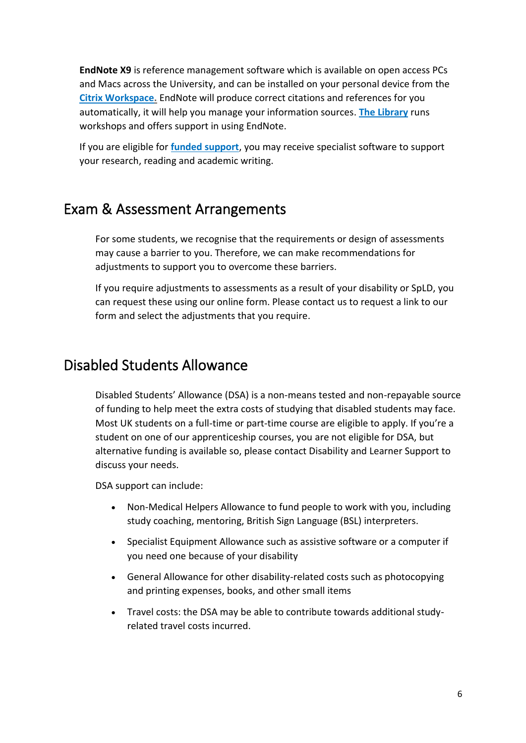**EndNote X9** is reference management software which is available on open access PCs and Macs across the University, and can be installed on your personal device from the **Citrix Workspace.** EndNote will produce correct citations and references for you automatically, it will help you manage your information sources. **The Library** runs workshops and offers support in using EndNote.

If you are eligible for **funded support**, you may receive specialist software to support your research, reading and academic writing.

## Exam & Assessment Arrangements

For some students, we recognise that the requirements or design of assessments may cause a barrier to you. Therefore, we can make recommendations for adjustments to support you to overcome these barriers.

If you require adjustments to assessments as a result of your disability or SpLD, you can request these using our online form. Please contact us to request a link to our form and select the adjustments that you require.

## Disabled Students Allowance

Disabled Students' Allowance (DSA) is a non-means tested and non-repayable source of funding to help meet the extra costs of studying that disabled students may face. Most UK students on a full-time or part-time course are eligible to apply. If you're a student on one of our apprenticeship courses, you are not eligible for DSA, but alternative funding is available so, please contact Disability and Learner Support to discuss your needs.

DSA support can include:

- Non-Medical Helpers Allowance to fund people to work with you, including study coaching, mentoring, British Sign Language (BSL) interpreters.
- Specialist Equipment Allowance such as assistive software or a computer if you need one because of your disability
- General Allowance for other disability-related costs such as photocopying and printing expenses, books, and other small items
- Travel costs: the DSA may be able to contribute towards additional study-related travel costs incurred.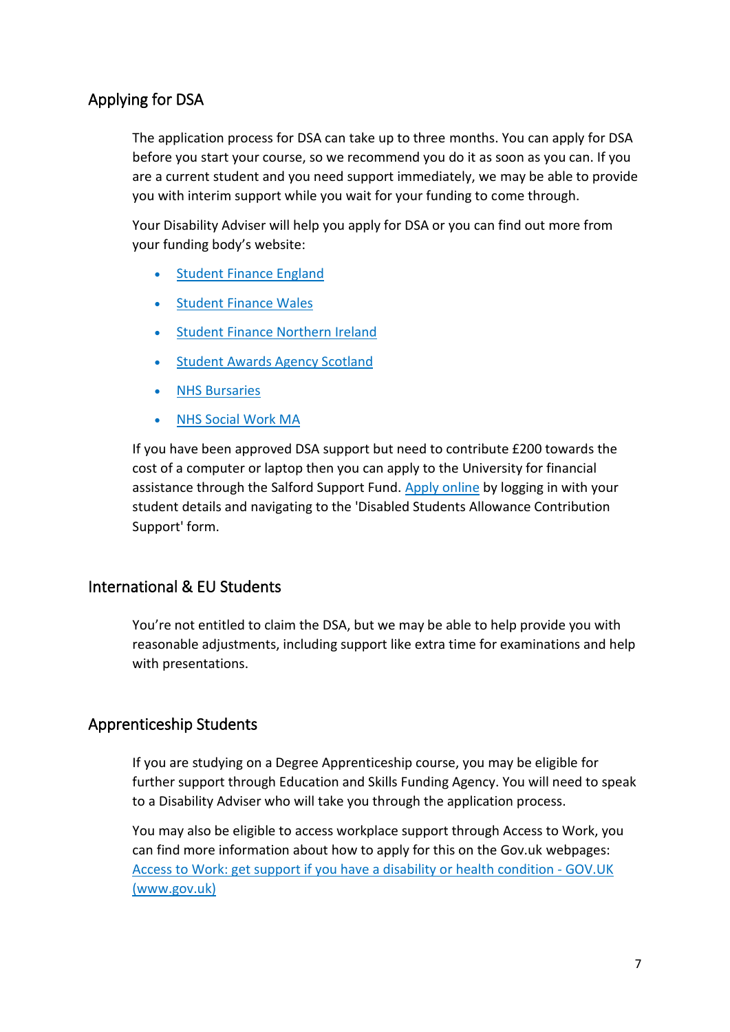## Applying for DSA

The application process for DSA can take up to three months. You can apply for DSA before you start your course, so we recommend you do it as soon as you can. If you are a current student and you need support immediately, we may be able to provide you with interim support while you wait for your funding to come through.

Your Disability Adviser will help you apply for DSA or you can find out more from your funding body's website:

- Student Finance England
- Student Finance Wales
- Student Finance Northern Ireland
- Student Awards Agency Scotland
- NHS Bursaries
- NHS Social Work MA

If you have been approved DSA support but need to contribute £200 towards the cost of a computer or laptop then you can apply to the University for financial assistance through the Salford Support Fund. Apply online by logging in with your student details and navigating to the 'Disabled Students Allowance Contribution Support' form.

## International & EU Students

You're not entitled to claim the DSA, but we may be able to help provide you with reasonable adjustments, including support like extra time for examinations and help with presentations.

## Apprenticeship Students

If you are studying on a Degree Apprenticeship course, you may be eligible for further support through Education and Skills Funding Agency. You will need to speak to a Disability Adviser who will take you through the application process.

You may also be eligible to access workplace support through Access to Work, you can find more information about how to apply for this on the Gov.uk webpages: Access to Work: get support if you have a disability or health condition - GOV.UK (www.gov.uk)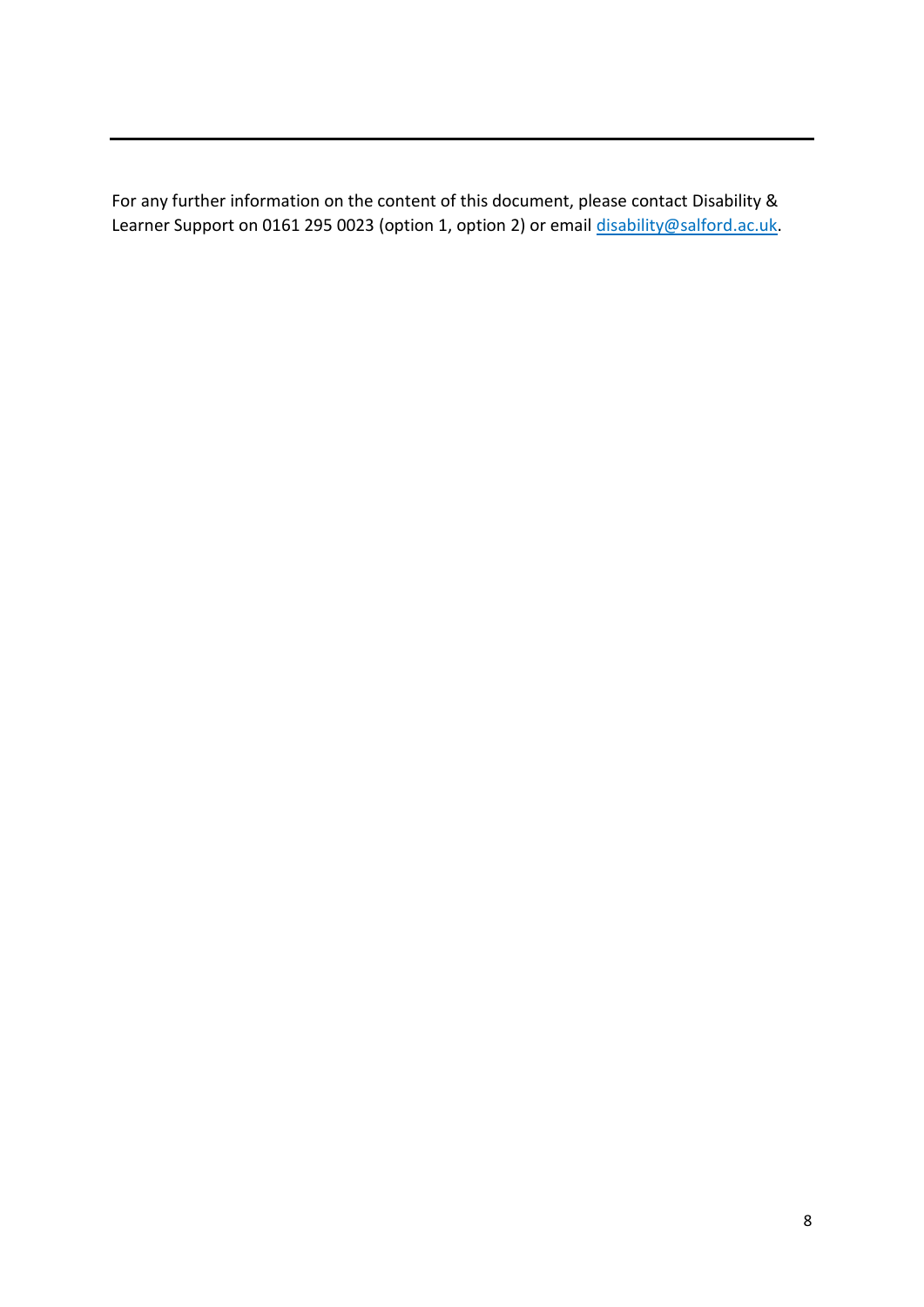---

For any further information on the content of this document, please contact Disability & Learner Support on 0161 295 0023 (option 1, option 2) or email [disability@salford.ac.uk](mailto:disability@salford.ac.uk).